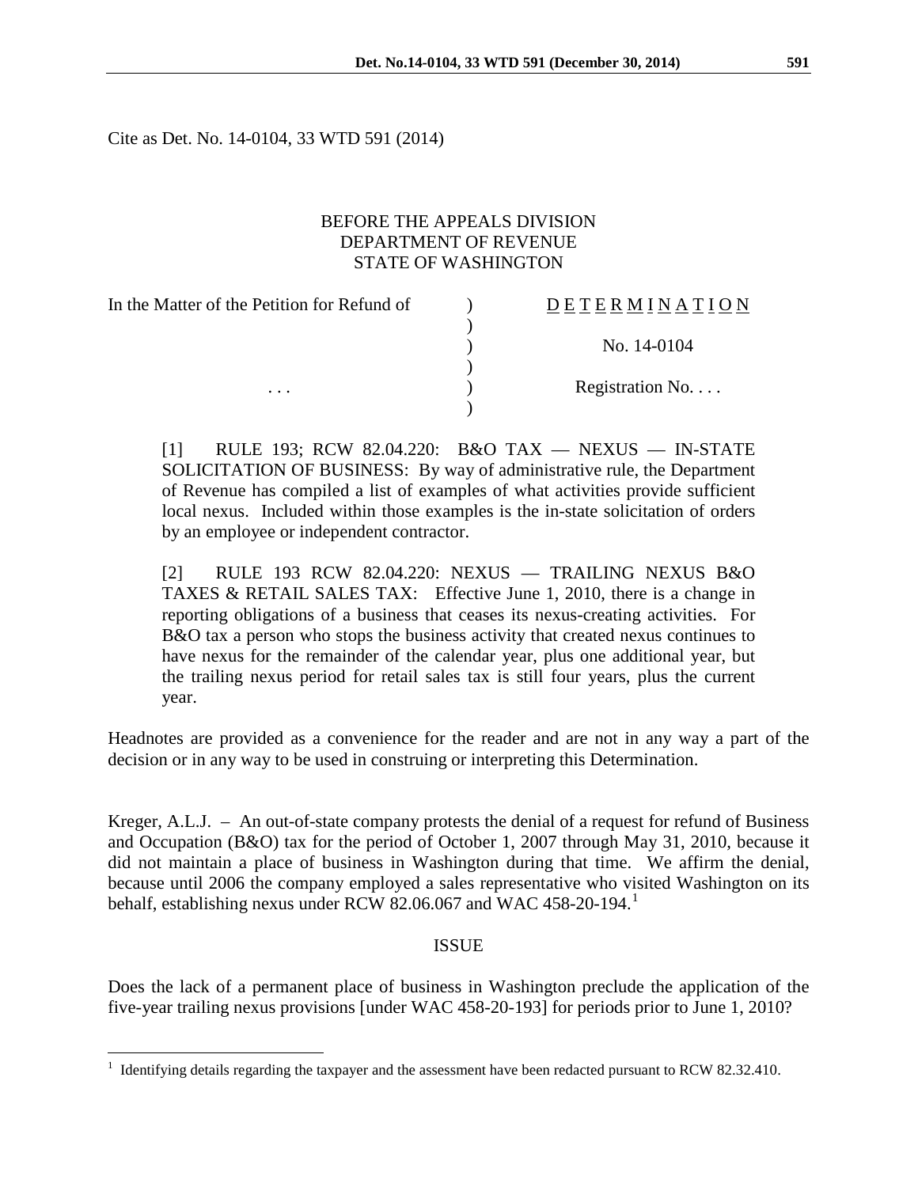Cite as Det. No. 14-0104, 33 WTD 591 (2014)

BEFORE THE APPEALS DIVISION
DEPARTMENT OF REVENUE
STATE OF WASHINGTON

| | | |
|---|---|---|
| In the Matter of the Petition for Refund of | ) | D E T E R M I N A T I O N |
| | ) | |
| | ) | No. 14-0104 |
| | ) | |
| . . . | ) | Registration No. . . . |
| | ) | |

> [1] RULE 193; RCW 82.04.220: B&O TAX — NEXUS — IN-STATE SOLICITATION OF BUSINESS: By way of administrative rule, the Department of Revenue has compiled a list of examples of what activities provide sufficient local nexus. Included within those examples is the in-state solicitation of orders by an employee or independent contractor.
>
> [2] RULE 193 RCW 82.04.220: NEXUS — TRAILING NEXUS B&O TAXES & RETAIL SALES TAX: Effective June 1, 2010, there is a change in reporting obligations of a business that ceases its nexus-creating activities. For B&O tax a person who stops the business activity that created nexus continues to have nexus for the remainder of the calendar year, plus one additional year, but the trailing nexus period for retail sales tax is still four years, plus the current year.

Headnotes are provided as a convenience for the reader and are not in any way a part of the decision or in any way to be used in construing or interpreting this Determination.

Kreger, A.L.J. – An out-of-state company protests the denial of a request for refund of Business and Occupation (B&O) tax for the period of October 1, 2007 through May 31, 2010, because it did not maintain a place of business in Washington during that time. We affirm the denial, because until 2006 the company employed a sales representative who visited Washington on its behalf, establishing nexus under RCW 82.06.067 and WAC 458-20-194.[1]

## ISSUE

Does the lack of a permanent place of business in Washington preclude the application of the five-year trailing nexus provisions [under WAC 458-20-193] for periods prior to June 1, 2010?

---

[1] Identifying details regarding the taxpayer and the assessment have been redacted pursuant to RCW 82.32.410.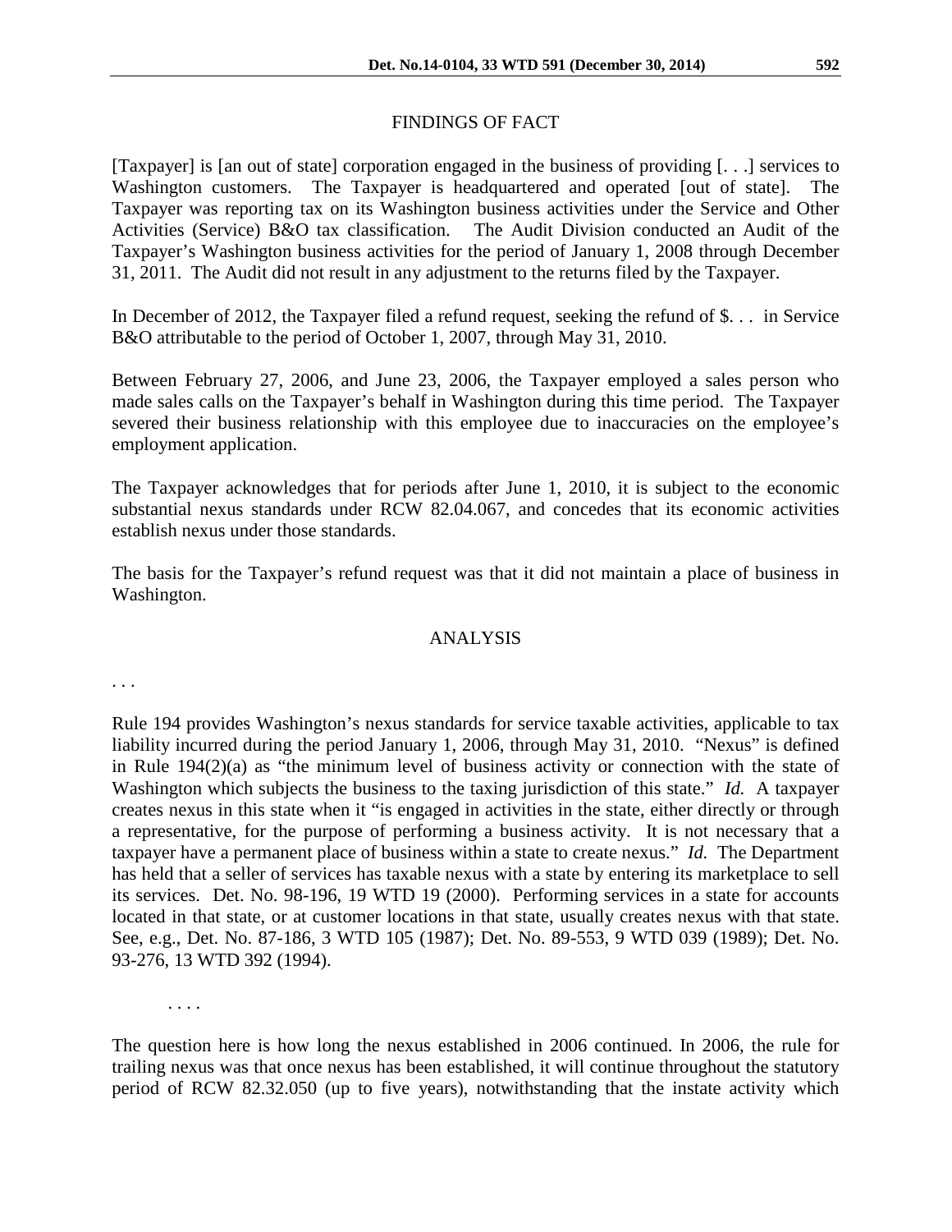## FINDINGS OF FACT

[Taxpayer] is [an out of state] corporation engaged in the business of providing [. . .] services to Washington customers. The Taxpayer is headquartered and operated [out of state]. The Taxpayer was reporting tax on its Washington business activities under the Service and Other Activities (Service) B&O tax classification. The Audit Division conducted an Audit of the Taxpayer's Washington business activities for the period of January 1, 2008 through December 31, 2011. The Audit did not result in any adjustment to the returns filed by the Taxpayer.

In December of 2012, the Taxpayer filed a refund request, seeking the refund of $. . . in Service B&O attributable to the period of October 1, 2007, through May 31, 2010.

Between February 27, 2006, and June 23, 2006, the Taxpayer employed a sales person who made sales calls on the Taxpayer's behalf in Washington during this time period. The Taxpayer severed their business relationship with this employee due to inaccuracies on the employee's employment application.

The Taxpayer acknowledges that for periods after June 1, 2010, it is subject to the economic substantial nexus standards under RCW 82.04.067, and concedes that its economic activities establish nexus under those standards.

The basis for the Taxpayer's refund request was that it did not maintain a place of business in Washington.

## ANALYSIS

. . .

Rule 194 provides Washington's nexus standards for service taxable activities, applicable to tax liability incurred during the period January 1, 2006, through May 31, 2010. "Nexus" is defined in Rule 194(2)(a) as "the minimum level of business activity or connection with the state of Washington which subjects the business to the taxing jurisdiction of this state." *Id.* A taxpayer creates nexus in this state when it "is engaged in activities in the state, either directly or through a representative, for the purpose of performing a business activity. It is not necessary that a taxpayer have a permanent place of business within a state to create nexus." *Id.* The Department has held that a seller of services has taxable nexus with a state by entering its marketplace to sell its services. Det. No. 98-196, 19 WTD 19 (2000). Performing services in a state for accounts located in that state, or at customer locations in that state, usually creates nexus with that state. See, e.g., Det. No. 87-186, 3 WTD 105 (1987); Det. No. 89-553, 9 WTD 039 (1989); Det. No. 93-276, 13 WTD 392 (1994).

. . . .

The question here is how long the nexus established in 2006 continued. In 2006, the rule for trailing nexus was that once nexus has been established, it will continue throughout the statutory period of RCW 82.32.050 (up to five years), notwithstanding that the instate activity which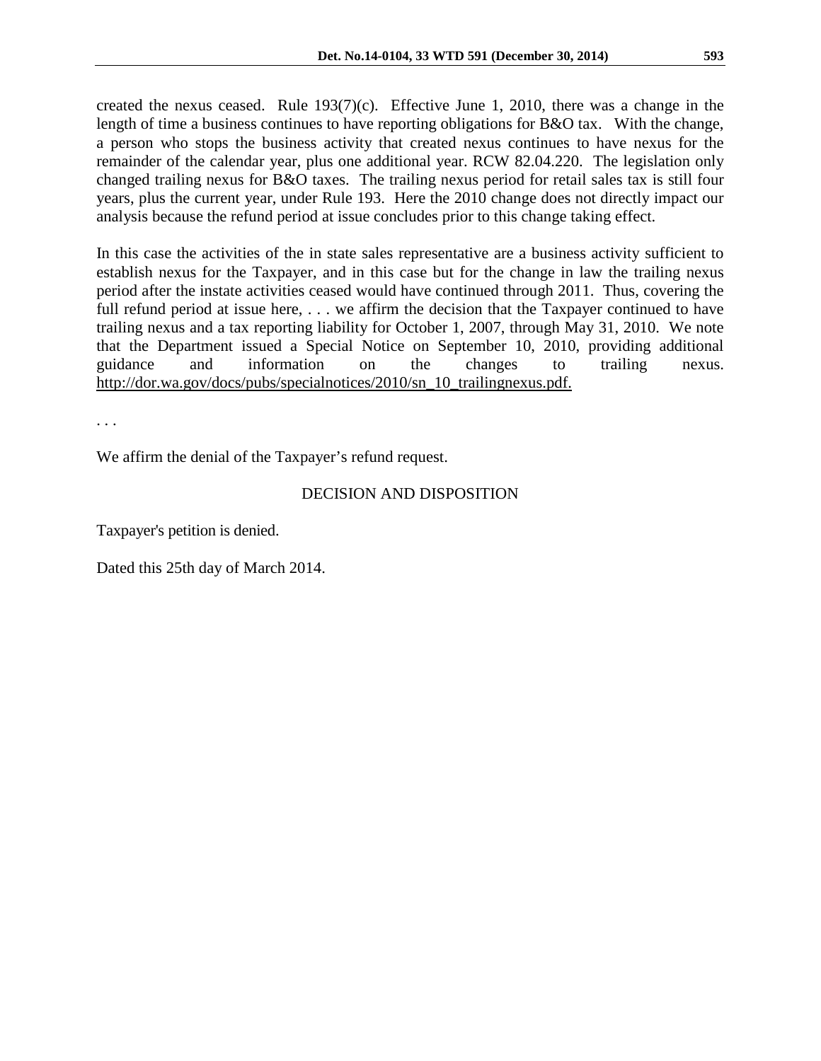created the nexus ceased. Rule 193(7)(c). Effective June 1, 2010, there was a change in the length of time a business continues to have reporting obligations for B&O tax. With the change, a person who stops the business activity that created nexus continues to have nexus for the remainder of the calendar year, plus one additional year. RCW 82.04.220. The legislation only changed trailing nexus for B&O taxes. The trailing nexus period for retail sales tax is still four years, plus the current year, under Rule 193. Here the 2010 change does not directly impact our analysis because the refund period at issue concludes prior to this change taking effect.

In this case the activities of the in state sales representative are a business activity sufficient to establish nexus for the Taxpayer, and in this case but for the change in law the trailing nexus period after the instate activities ceased would have continued through 2011. Thus, covering the full refund period at issue here, . . . we affirm the decision that the Taxpayer continued to have trailing nexus and a tax reporting liability for October 1, 2007, through May 31, 2010. We note that the Department issued a Special Notice on September 10, 2010, providing additional guidance and information on the changes to trailing nexus. http://dor.wa.gov/docs/pubs/specialnotices/2010/sn_10_trailingnexus.pdf.

. . .

We affirm the denial of the Taxpayer's refund request.

## DECISION AND DISPOSITION

Taxpayer's petition is denied.

Dated this 25th day of March 2014.